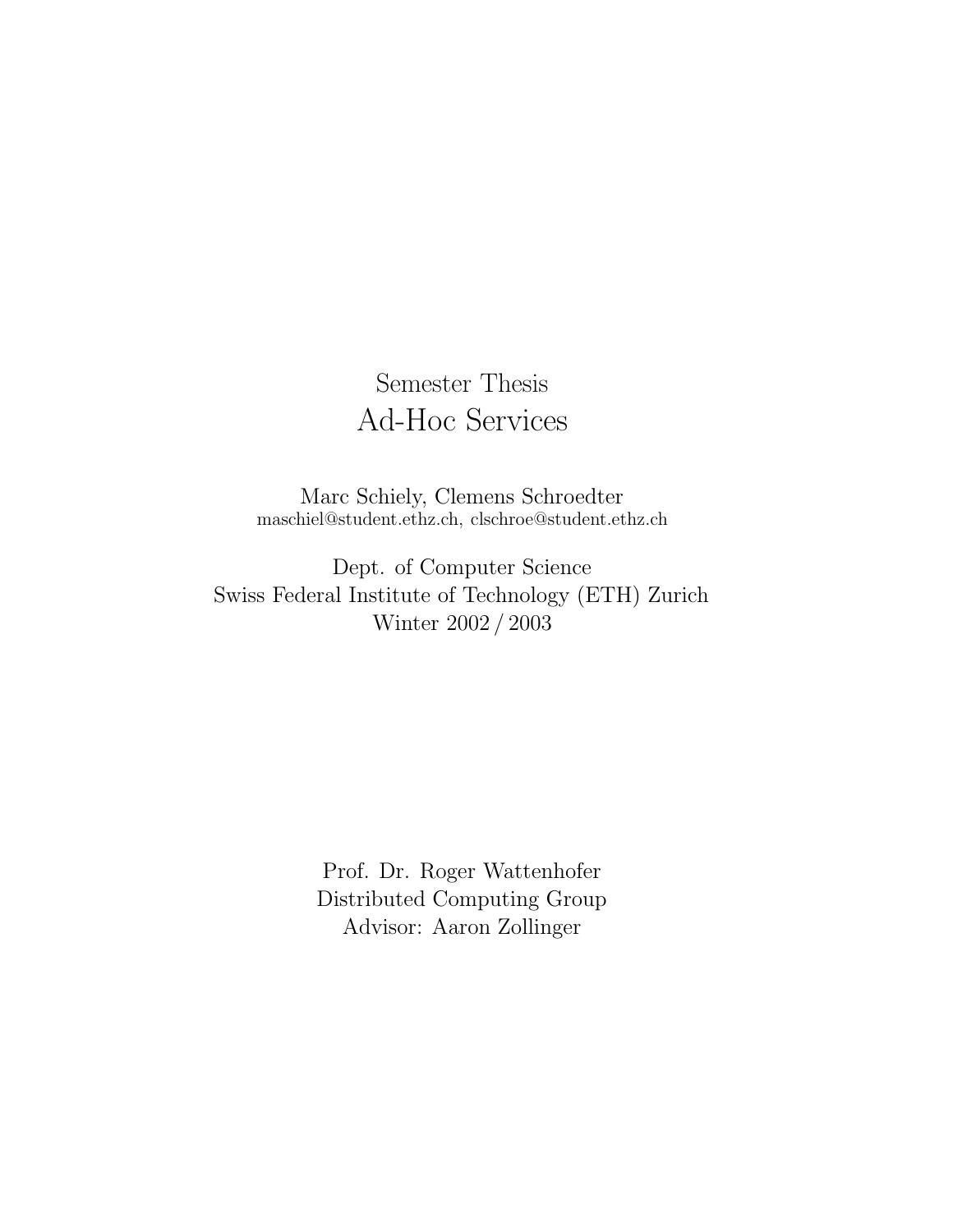Semester Thesis

# Ad-Hoc Services

Marc Schiely, Clemens Schroedter
maschiel@student.ethz.ch, clschroe@student.ethz.ch

Dept. of Computer Science
Swiss Federal Institute of Technology (ETH) Zurich
Winter 2002 / 2003

Prof. Dr. Roger Wattenhofer
Distributed Computing Group
Advisor: Aaron Zollinger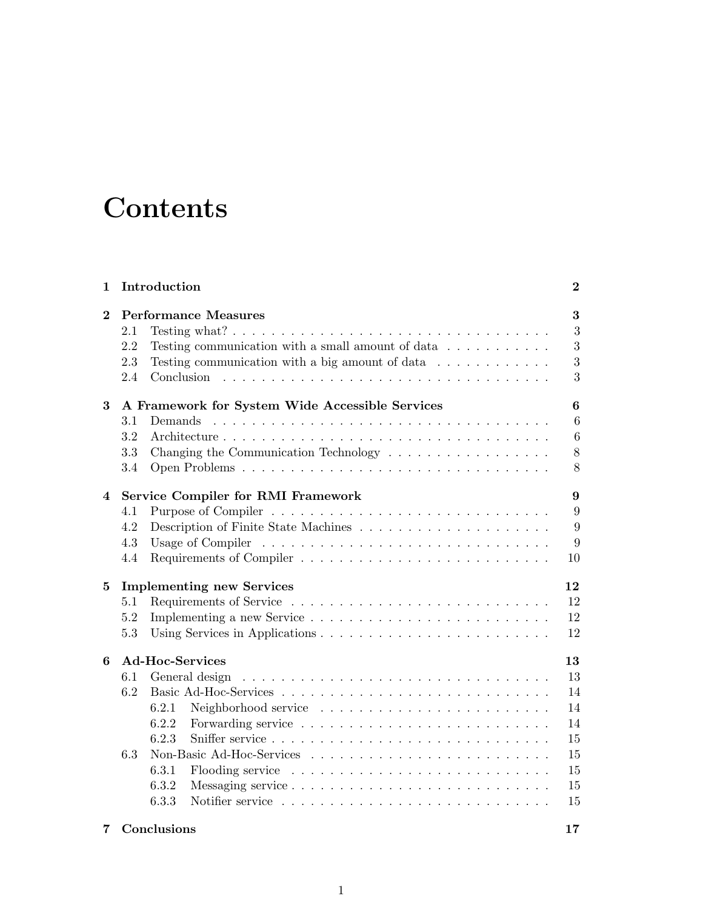# Contents

**1 Introduction** **2**

**2 Performance Measures** **3**

- 2.1 Testing what? . . . . . . . . . . . . . . . . . . . . . . . . . . . . . . . . . . 3
- 2.2 Testing communication with a small amount of data . . . . . . . . . . . 3
- 2.3 Testing communication with a big amount of data . . . . . . . . . . . . 3
- 2.4 Conclusion . . . . . . . . . . . . . . . . . . . . . . . . . . . . . . . . . . 3

**3 A Framework for System Wide Accessible Services** **6**

- 3.1 Demands . . . . . . . . . . . . . . . . . . . . . . . . . . . . . . . . . . . 6
- 3.2 Architecture . . . . . . . . . . . . . . . . . . . . . . . . . . . . . . . . . 6
- 3.3 Changing the Communication Technology . . . . . . . . . . . . . . . . . 8
- 3.4 Open Problems . . . . . . . . . . . . . . . . . . . . . . . . . . . . . . . . 8

**4 Service Compiler for RMI Framework** **9**

- 4.1 Purpose of Compiler . . . . . . . . . . . . . . . . . . . . . . . . . . . . . 9
- 4.2 Description of Finite State Machines . . . . . . . . . . . . . . . . . . . . 9
- 4.3 Usage of Compiler . . . . . . . . . . . . . . . . . . . . . . . . . . . . . . 9
- 4.4 Requirements of Compiler . . . . . . . . . . . . . . . . . . . . . . . . . . 10

**5 Implementing new Services** **12**

- 5.1 Requirements of Service . . . . . . . . . . . . . . . . . . . . . . . . . . . 12
- 5.2 Implementing a new Service . . . . . . . . . . . . . . . . . . . . . . . . . 12
- 5.3 Using Services in Applications . . . . . . . . . . . . . . . . . . . . . . . . 12

**6 Ad-Hoc-Services** **13**

- 6.1 General design . . . . . . . . . . . . . . . . . . . . . . . . . . . . . . . . 13
- 6.2 Basic Ad-Hoc-Services . . . . . . . . . . . . . . . . . . . . . . . . . . . . 14
  - 6.2.1 Neighborhood service . . . . . . . . . . . . . . . . . . . . . . . . . 14
  - 6.2.2 Forwarding service . . . . . . . . . . . . . . . . . . . . . . . . . . 14
  - 6.2.3 Sniffer service . . . . . . . . . . . . . . . . . . . . . . . . . . . . . 15
- 6.3 Non-Basic Ad-Hoc-Services . . . . . . . . . . . . . . . . . . . . . . . . . 15
  - 6.3.1 Flooding service . . . . . . . . . . . . . . . . . . . . . . . . . . . 15
  - 6.3.2 Messaging service . . . . . . . . . . . . . . . . . . . . . . . . . . . 15
  - 6.3.3 Notifier service . . . . . . . . . . . . . . . . . . . . . . . . . . . . 15

**7 Conclusions** **17**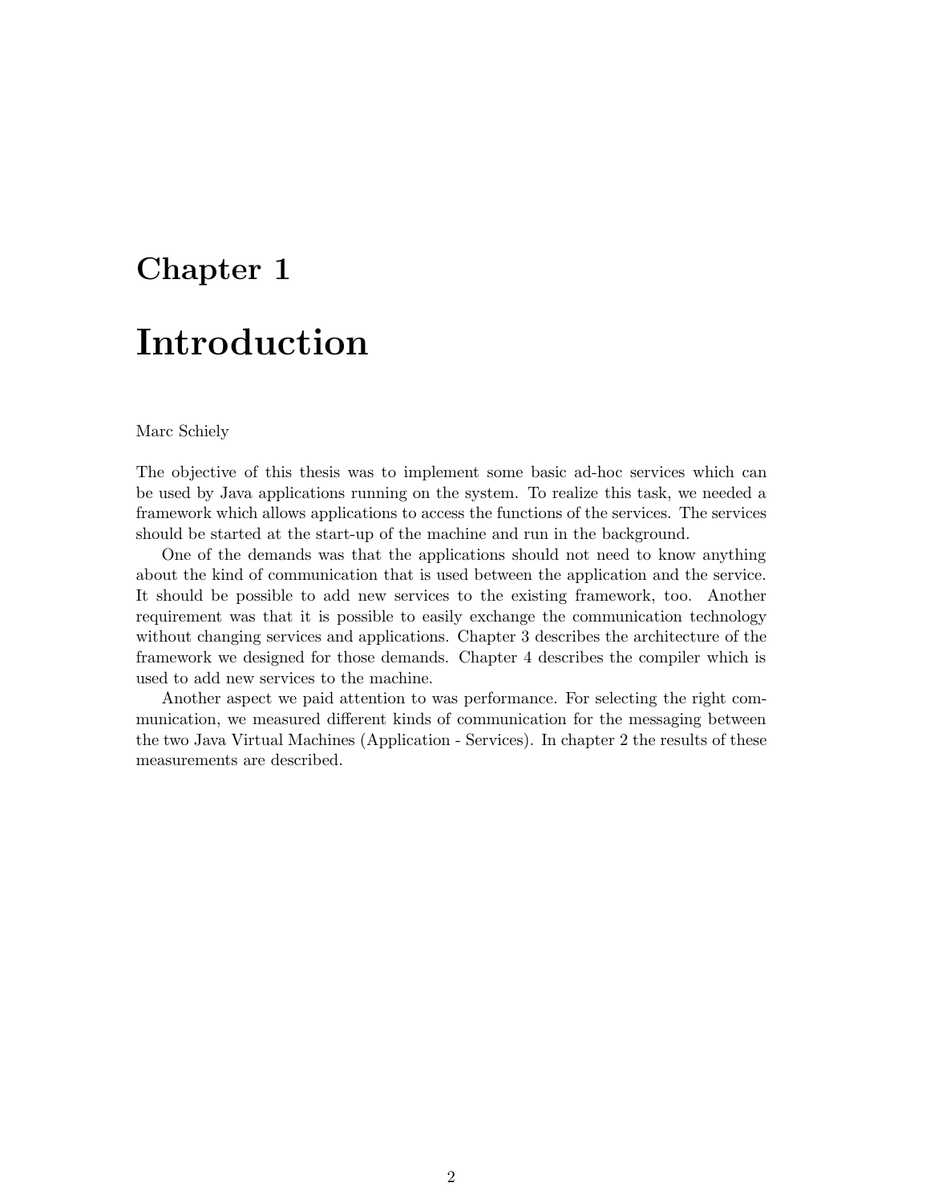# Chapter 1

# Introduction

Marc Schiely

The objective of this thesis was to implement some basic ad-hoc services which can be used by Java applications running on the system. To realize this task, we needed a framework which allows applications to access the functions of the services. The services should be started at the start-up of the machine and run in the background.

One of the demands was that the applications should not need to know anything about the kind of communication that is used between the application and the service. It should be possible to add new services to the existing framework, too. Another requirement was that it is possible to easily exchange the communication technology without changing services and applications. Chapter 3 describes the architecture of the framework we designed for those demands. Chapter 4 describes the compiler which is used to add new services to the machine.

Another aspect we paid attention to was performance. For selecting the right communication, we measured different kinds of communication for the messaging between the two Java Virtual Machines (Application - Services). In chapter 2 the results of these measurements are described.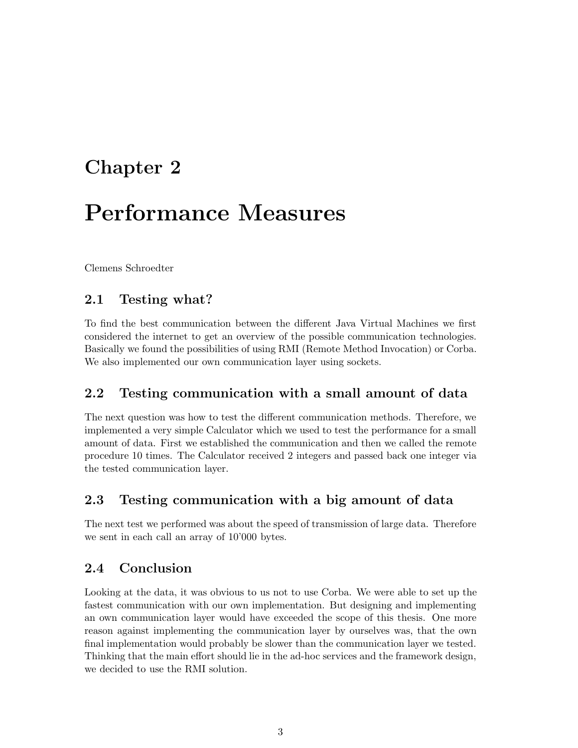# Chapter 2

# Performance Measures

Clemens Schroedter

## 2.1 Testing what?

To find the best communication between the different Java Virtual Machines we first considered the internet to get an overview of the possible communication technologies. Basically we found the possibilities of using RMI (Remote Method Invocation) or Corba. We also implemented our own communication layer using sockets.

## 2.2 Testing communication with a small amount of data

The next question was how to test the different communication methods. Therefore, we implemented a very simple Calculator which we used to test the performance for a small amount of data. First we established the communication and then we called the remote procedure 10 times. The Calculator received 2 integers and passed back one integer via the tested communication layer.

## 2.3 Testing communication with a big amount of data

The next test we performed was about the speed of transmission of large data. Therefore we sent in each call an array of 10'000 bytes.

## 2.4 Conclusion

Looking at the data, it was obvious to us not to use Corba. We were able to set up the fastest communication with our own implementation. But designing and implementing an own communication layer would have exceeded the scope of this thesis. One more reason against implementing the communication layer by ourselves was, that the own final implementation would probably be slower than the communication layer we tested. Thinking that the main effort should lie in the ad-hoc services and the framework design, we decided to use the RMI solution.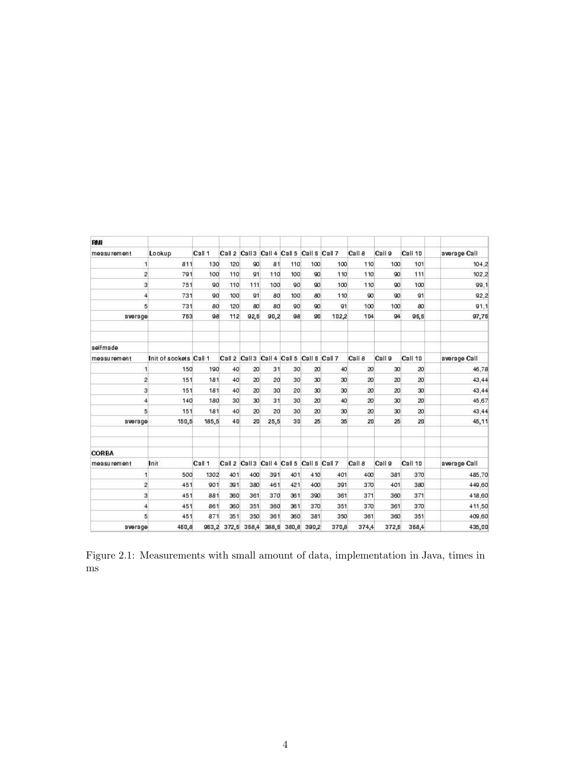| RMI | | | | | | | | | | | | | |
|---|---|---|---|---|---|---|---|---|---|---|---|---|---|
| measurement | Lookup | Call 1 | Call 2 | Call 3 | Call 4 | Call 5 | Call 6 | Call 7 | Call 8 | Call 9 | Call 10 | | average Call |
| 1 | 811 | 130 | 120 | 90 | 81 | 110 | 100 | 100 | 110 | 100 | 101 | | 104,2 |
| 2 | 791 | 100 | 110 | 91 | 110 | 100 | 90 | 110 | 110 | 90 | 111 | | 102,2 |
| 3 | 751 | 90 | 110 | 111 | 100 | 90 | 90 | 100 | 110 | 90 | 100 | | 99,1 |
| 4 | 731 | 90 | 100 | 91 | 80 | 100 | 80 | 110 | 90 | 90 | 91 | | 92,2 |
| 5 | 731 | 80 | 120 | 80 | 80 | 90 | 90 | 91 | 100 | 100 | 80 | | 91,1 |
| average | 763 | 98 | 112 | 92,6 | 90,2 | 98 | 90 | 102,2 | 104 | 94 | 96,6 | | 97,76 |
| | | | | | | | | | | | | | |
| selfmade | | | | | | | | | | | | | |
| measurement | Init of sockets | Call 1 | Call 2 | Call 3 | Call 4 | Call 5 | Call 6 | Call 7 | Call 8 | Call 9 | Call 10 | | average Call |
| 1 | 150 | 190 | 40 | 20 | 31 | 30 | 20 | 40 | 20 | 30 | 20 | | 46,78 |
| 2 | 151 | 181 | 40 | 20 | 20 | 30 | 30 | 30 | 20 | 20 | 20 | | 43,44 |
| 3 | 151 | 181 | 40 | 20 | 30 | 20 | 30 | 30 | 20 | 20 | 30 | | 43,44 |
| 4 | 140 | 180 | 30 | 30 | 31 | 30 | 20 | 40 | 20 | 30 | 20 | | 45,67 |
| 5 | 151 | 181 | 40 | 20 | 20 | 30 | 20 | 30 | 20 | 30 | 20 | | 43,44 |
| average | 150,5 | 185,5 | 40 | 20 | 25,5 | 30 | 25 | 35 | 20 | 25 | 20 | | 45,11 |
| | | | | | | | | | | | | | |
| CORBA | | | | | | | | | | | | | |
| measurement | Init | Call 1 | Call 2 | Call 3 | Call 4 | Call 5 | Call 6 | Call 7 | Call 8 | Call 9 | Call 10 | | average Call |
| 1 | 500 | 1302 | 401 | 400 | 391 | 401 | 410 | 401 | 400 | 381 | 370 | | 485,70 |
| 2 | 451 | 901 | 391 | 380 | 461 | 421 | 400 | 391 | 370 | 401 | 380 | | 449,60 |
| 3 | 451 | 881 | 360 | 361 | 370 | 361 | 390 | 361 | 371 | 360 | 371 | | 418,60 |
| 4 | 451 | 861 | 360 | 351 | 360 | 361 | 370 | 351 | 370 | 361 | 370 | | 411,50 |
| 5 | 451 | 871 | 351 | 350 | 361 | 360 | 381 | 350 | 361 | 360 | 351 | | 409,60 |
| average | 460,8 | 963,2 | 372,6 | 368,4 | 388,6 | 380,8 | 390,2 | 370,8 | 374,4 | 372,6 | 368,4 | | 435,00 |

Figure 2.1: Measurements with small amount of data, implementation in Java, times in ms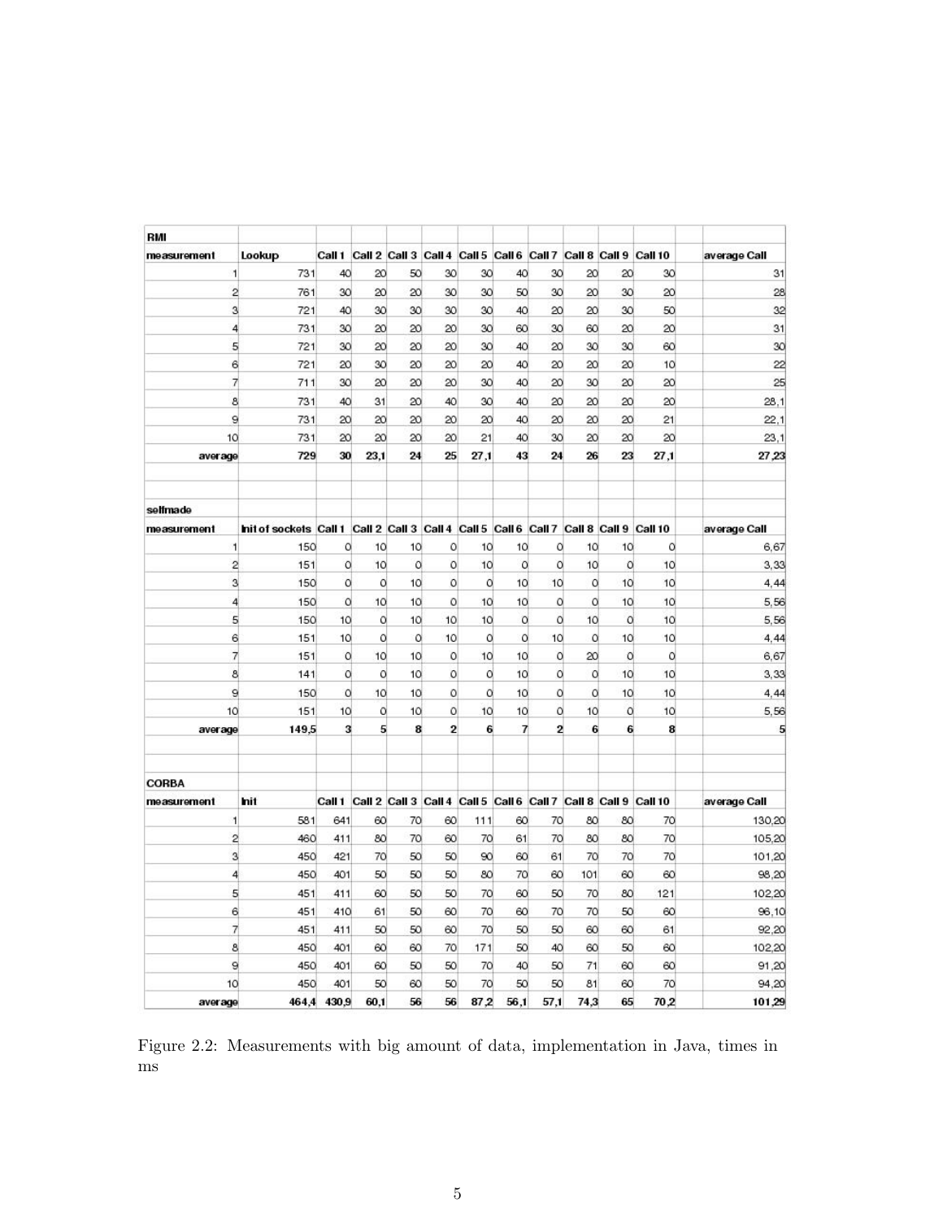| RMI | | | | | | | | | | | | | |
|---|---|---|---|---|---|---|---|---|---|---|---|---|---|
| measurement | Lookup | Call 1 | Call 2 | Call 3 | Call 4 | Call 5 | Call 6 | Call 7 | Call 8 | Call 9 | Call 10 | | average Call |
| 1 | 731 | 40 | 20 | 50 | 30 | 30 | 40 | 30 | 20 | 20 | 30 | | 31 |
| 2 | 761 | 30 | 20 | 20 | 30 | 30 | 50 | 30 | 20 | 30 | 20 | | 28 |
| 3 | 721 | 40 | 30 | 30 | 30 | 30 | 40 | 20 | 20 | 30 | 50 | | 32 |
| 4 | 731 | 30 | 20 | 20 | 20 | 30 | 60 | 30 | 60 | 20 | 20 | | 31 |
| 5 | 721 | 30 | 20 | 20 | 20 | 30 | 40 | 20 | 30 | 30 | 60 | | 30 |
| 6 | 721 | 20 | 30 | 20 | 20 | 20 | 40 | 20 | 20 | 20 | 10 | | 22 |
| 7 | 711 | 30 | 20 | 20 | 20 | 30 | 40 | 20 | 30 | 20 | 20 | | 25 |
| 8 | 731 | 40 | 31 | 20 | 40 | 30 | 40 | 20 | 20 | 20 | 20 | | 28,1 |
| 9 | 731 | 20 | 20 | 20 | 20 | 20 | 40 | 20 | 20 | 20 | 21 | | 22,1 |
| 10 | 731 | 20 | 20 | 20 | 20 | 21 | 40 | 30 | 20 | 20 | 20 | | 23,1 |
| **average** | **729** | **30** | **23,1** | **24** | **25** | **27,1** | **43** | **24** | **26** | **23** | **27,1** | | **27,23** |

| selfmade | | | | | | | | | | | | | |
|---|---|---|---|---|---|---|---|---|---|---|---|---|---|
| measurement | Init of sockets | Call 1 | Call 2 | Call 3 | Call 4 | Call 5 | Call 6 | Call 7 | Call 8 | Call 9 | Call 10 | | average Call |
| 1 | 150 | 0 | 10 | 10 | 0 | 10 | 10 | 0 | 10 | 10 | 0 | | 6,67 |
| 2 | 151 | 0 | 10 | 0 | 0 | 10 | 0 | 0 | 10 | 0 | 10 | | 3,33 |
| 3 | 150 | 0 | 0 | 10 | 0 | 0 | 10 | 10 | 0 | 10 | 10 | | 4,44 |
| 4 | 150 | 0 | 10 | 10 | 0 | 10 | 10 | 0 | 0 | 10 | 10 | | 5,56 |
| 5 | 150 | 10 | 0 | 10 | 10 | 10 | 0 | 0 | 10 | 0 | 10 | | 5,56 |
| 6 | 151 | 10 | 0 | 0 | 10 | 0 | 0 | 10 | 0 | 10 | 10 | | 4,44 |
| 7 | 151 | 0 | 10 | 10 | 0 | 10 | 10 | 0 | 20 | 0 | 0 | | 6,67 |
| 8 | 141 | 0 | 0 | 10 | 0 | 0 | 10 | 0 | 0 | 10 | 10 | | 3,33 |
| 9 | 150 | 0 | 10 | 10 | 0 | 0 | 10 | 0 | 0 | 10 | 10 | | 4,44 |
| 10 | 151 | 10 | 0 | 10 | 0 | 10 | 10 | 0 | 10 | 0 | 10 | | 5,56 |
| **average** | **149,5** | **3** | **5** | **8** | **2** | **6** | **7** | **2** | **6** | **6** | **8** | | **5** |

| CORBA | | | | | | | | | | | | | |
|---|---|---|---|---|---|---|---|---|---|---|---|---|---|
| measurement | Init | Call 1 | Call 2 | Call 3 | Call 4 | Call 5 | Call 6 | Call 7 | Call 8 | Call 9 | Call 10 | | average Call |
| 1 | 581 | 641 | 60 | 70 | 60 | 111 | 60 | 70 | 80 | 80 | 70 | | 130,20 |
| 2 | 460 | 411 | 80 | 70 | 60 | 70 | 61 | 70 | 80 | 80 | 70 | | 105,20 |
| 3 | 450 | 421 | 70 | 50 | 50 | 90 | 60 | 61 | 70 | 70 | 70 | | 101,20 |
| 4 | 450 | 401 | 50 | 50 | 50 | 80 | 70 | 60 | 101 | 60 | 60 | | 98,20 |
| 5 | 451 | 411 | 60 | 50 | 50 | 70 | 60 | 50 | 70 | 80 | 121 | | 102,20 |
| 6 | 451 | 410 | 61 | 50 | 60 | 70 | 60 | 70 | 70 | 50 | 60 | | 96,10 |
| 7 | 451 | 411 | 50 | 50 | 60 | 70 | 50 | 50 | 60 | 60 | 61 | | 92,20 |
| 8 | 450 | 401 | 60 | 60 | 70 | 171 | 50 | 40 | 60 | 50 | 60 | | 102,20 |
| 9 | 450 | 401 | 60 | 50 | 50 | 70 | 40 | 50 | 71 | 60 | 60 | | 91,20 |
| 10 | 450 | 401 | 50 | 60 | 50 | 70 | 50 | 50 | 81 | 60 | 70 | | 94,20 |
| **average** | **464,4** | **430,9** | **60,1** | **56** | **56** | **87,2** | **56,1** | **57,1** | **74,3** | **65** | **70,2** | | **101,29** |

Figure 2.2: Measurements with big amount of data, implementation in Java, times in ms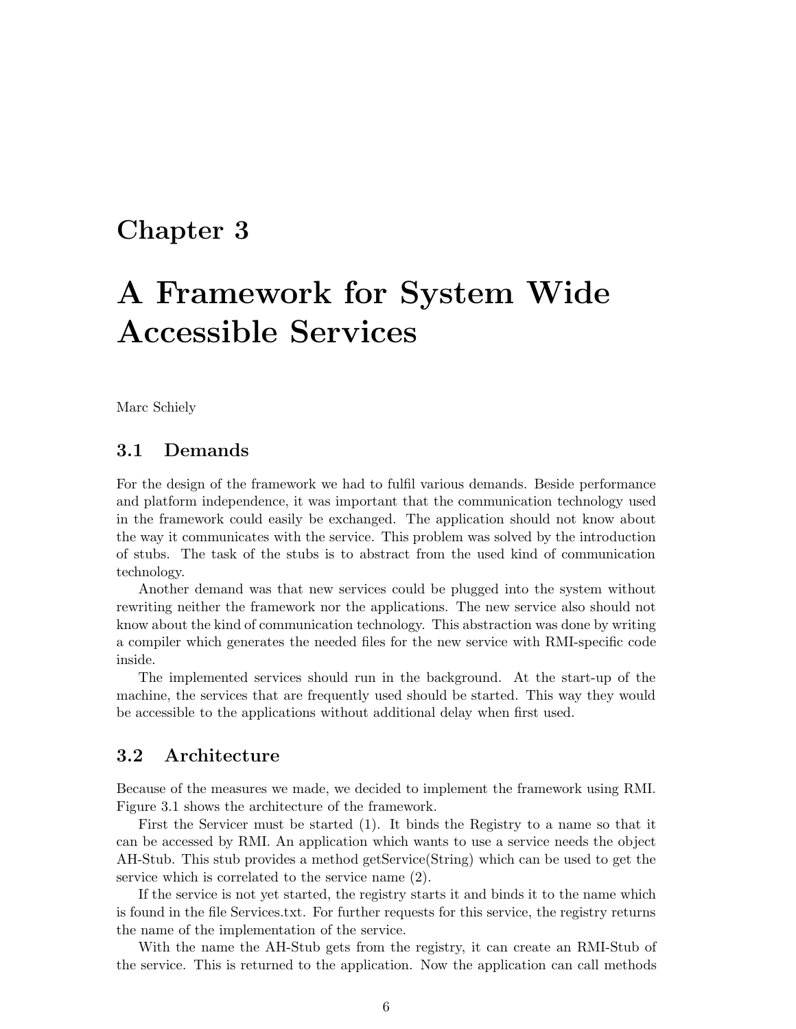# Chapter 3

# A Framework for System Wide Accessible Services

Marc Schiely

## 3.1 Demands

For the design of the framework we had to fulfil various demands. Beside performance and platform independence, it was important that the communication technology used in the framework could easily be exchanged. The application should not know about the way it communicates with the service. This problem was solved by the introduction of stubs. The task of the stubs is to abstract from the used kind of communication technology.

Another demand was that new services could be plugged into the system without rewriting neither the framework nor the applications. The new service also should not know about the kind of communication technology. This abstraction was done by writing a compiler which generates the needed files for the new service with RMI-specific code inside.

The implemented services should run in the background. At the start-up of the machine, the services that are frequently used should be started. This way they would be accessible to the applications without additional delay when first used.

## 3.2 Architecture

Because of the measures we made, we decided to implement the framework using RMI. Figure 3.1 shows the architecture of the framework.

First the Servicer must be started (1). It binds the Registry to a name so that it can be accessed by RMI. An application which wants to use a service needs the object AH-Stub. This stub provides a method getService(String) which can be used to get the service which is correlated to the service name (2).

If the service is not yet started, the registry starts it and binds it to the name which is found in the file Services.txt. For further requests for this service, the registry returns the name of the implementation of the service.

With the name the AH-Stub gets from the registry, it can create an RMI-Stub of the service. This is returned to the application. Now the application can call methods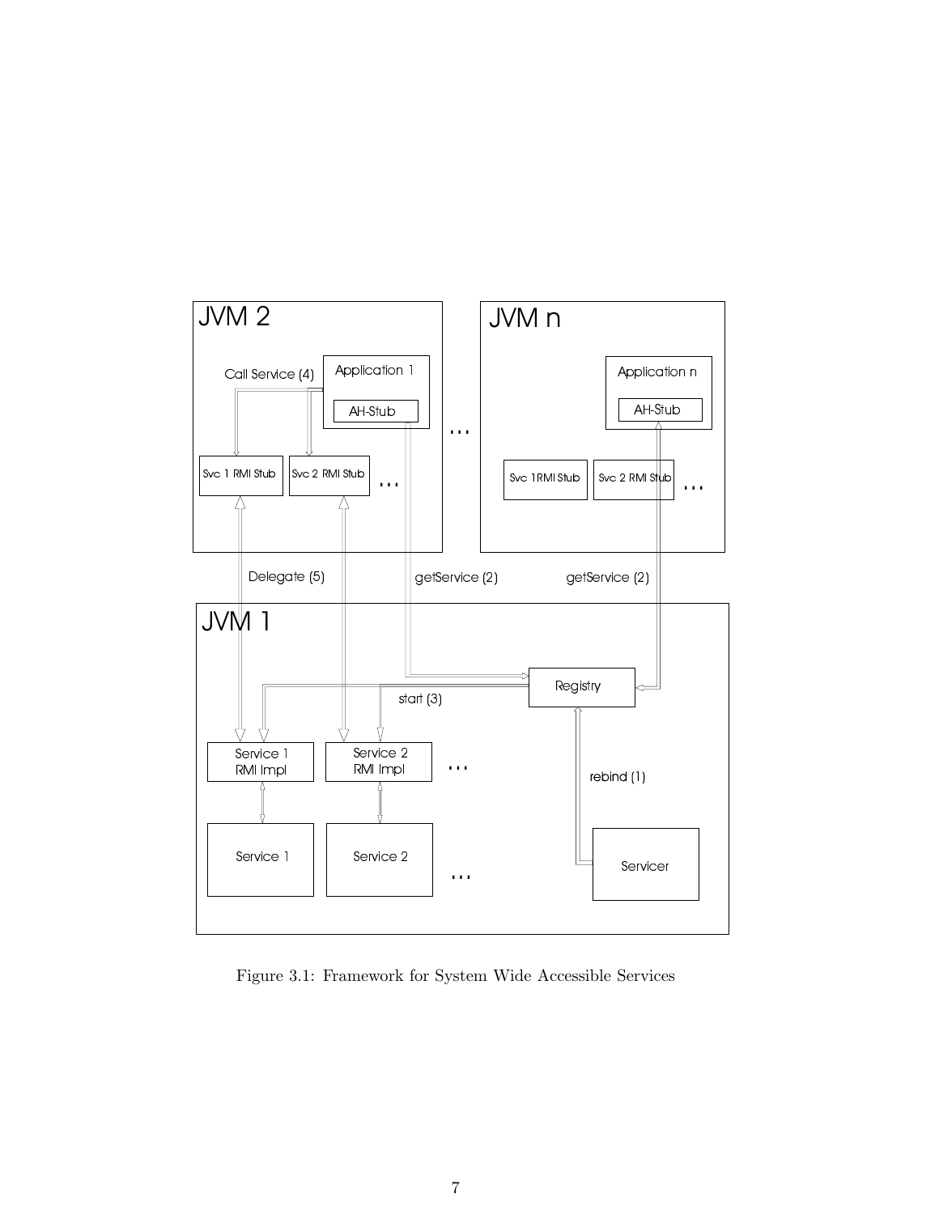JVM 2

Call Service (4)

Application 1

AH-Stub

Svc 1 RMI Stub

Svc 2 RMI Stub

...

...

JVM n

Application n

AH-Stub

Svc 1RMI Stub

Svc 2 RMI Stub

...

Delegate (5)

getService (2)

getService (2)

JVM 1

Registry

start (3)

Service 1
RMI Impl

Service 2
RMI Impl

...

rebind (1)

Service 1

Service 2

...

Servicer

Figure 3.1: Framework for System Wide Accessible Services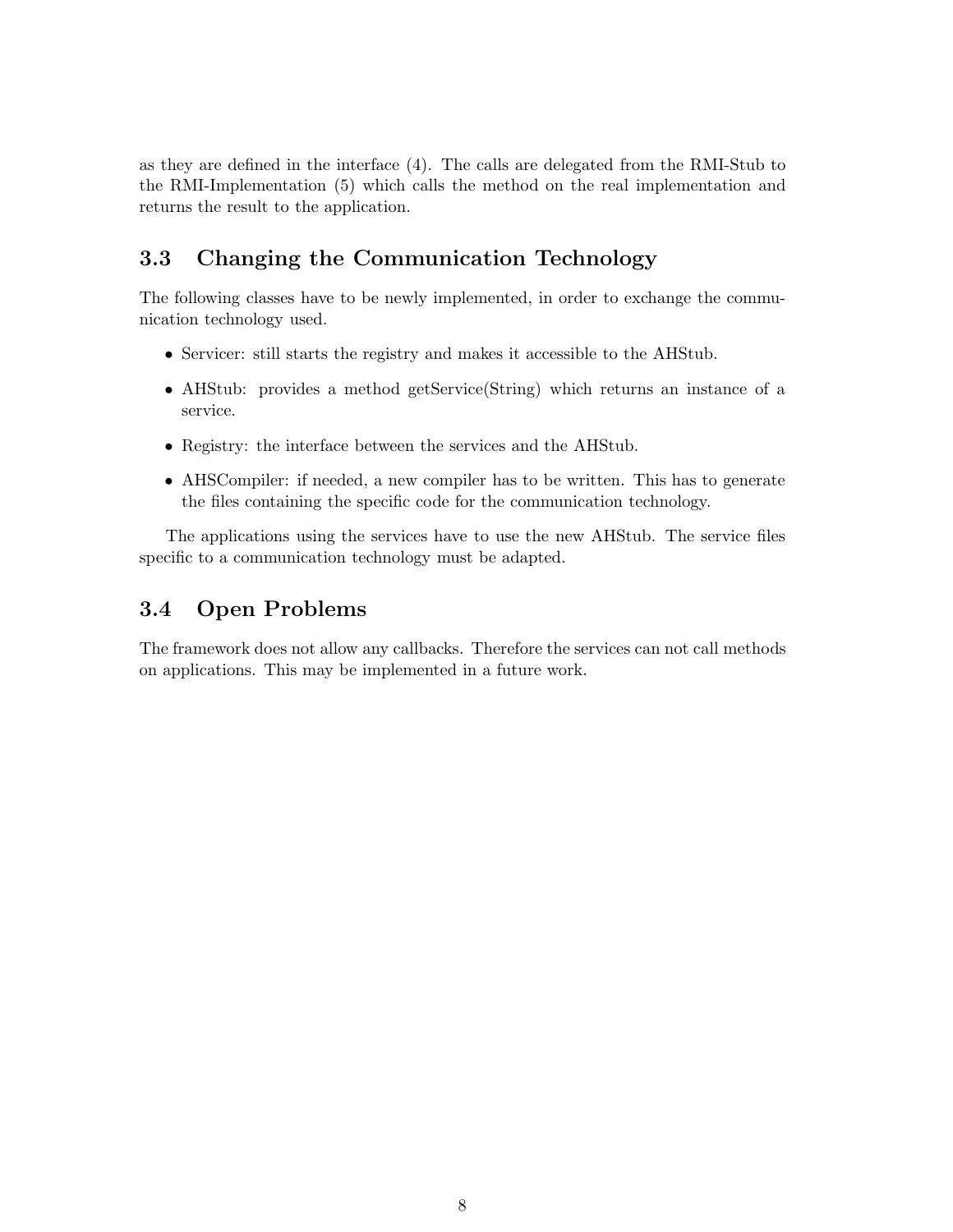as they are defined in the interface (4). The calls are delegated from the RMI-Stub to the RMI-Implementation (5) which calls the method on the real implementation and returns the result to the application.

## 3.3 Changing the Communication Technology

The following classes have to be newly implemented, in order to exchange the communication technology used.

- Servicer: still starts the registry and makes it accessible to the AHStub.
- AHStub: provides a method getService(String) which returns an instance of a service.
- Registry: the interface between the services and the AHStub.
- AHSCompiler: if needed, a new compiler has to be written. This has to generate the files containing the specific code for the communication technology.

The applications using the services have to use the new AHStub. The service files specific to a communication technology must be adapted.

## 3.4 Open Problems

The framework does not allow any callbacks. Therefore the services can not call methods on applications. This may be implemented in a future work.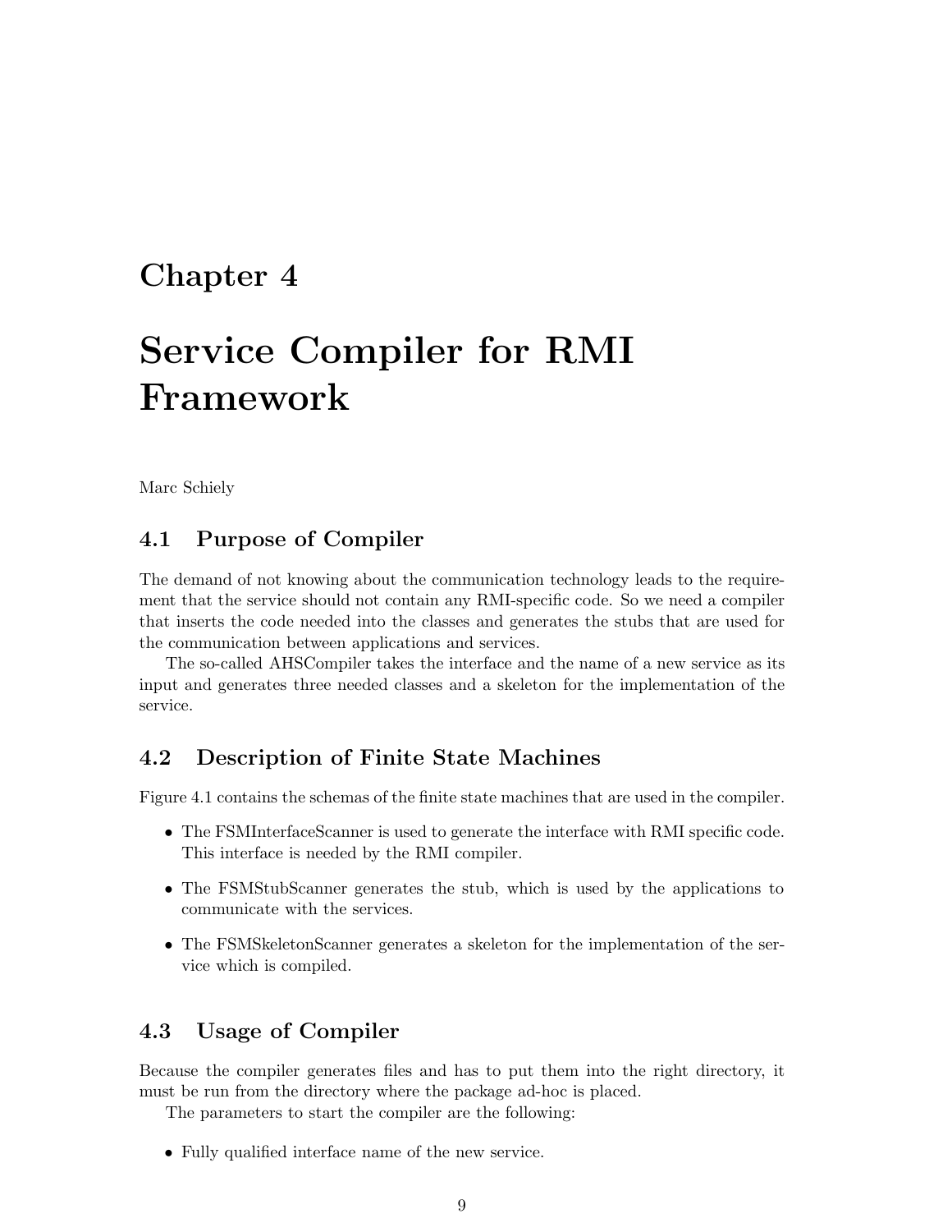# Chapter 4

# Service Compiler for RMI Framework

Marc Schiely

## 4.1 Purpose of Compiler

The demand of not knowing about the communication technology leads to the requirement that the service should not contain any RMI-specific code. So we need a compiler that inserts the code needed into the classes and generates the stubs that are used for the communication between applications and services.

The so-called AHSCompiler takes the interface and the name of a new service as its input and generates three needed classes and a skeleton for the implementation of the service.

## 4.2 Description of Finite State Machines

Figure 4.1 contains the schemas of the finite state machines that are used in the compiler.

- The FSMInterfaceScanner is used to generate the interface with RMI specific code. This interface is needed by the RMI compiler.
- The FSMStubScanner generates the stub, which is used by the applications to communicate with the services.
- The FSMSkeletonScanner generates a skeleton for the implementation of the service which is compiled.

## 4.3 Usage of Compiler

Because the compiler generates files and has to put them into the right directory, it must be run from the directory where the package ad-hoc is placed.

The parameters to start the compiler are the following:

- Fully qualified interface name of the new service.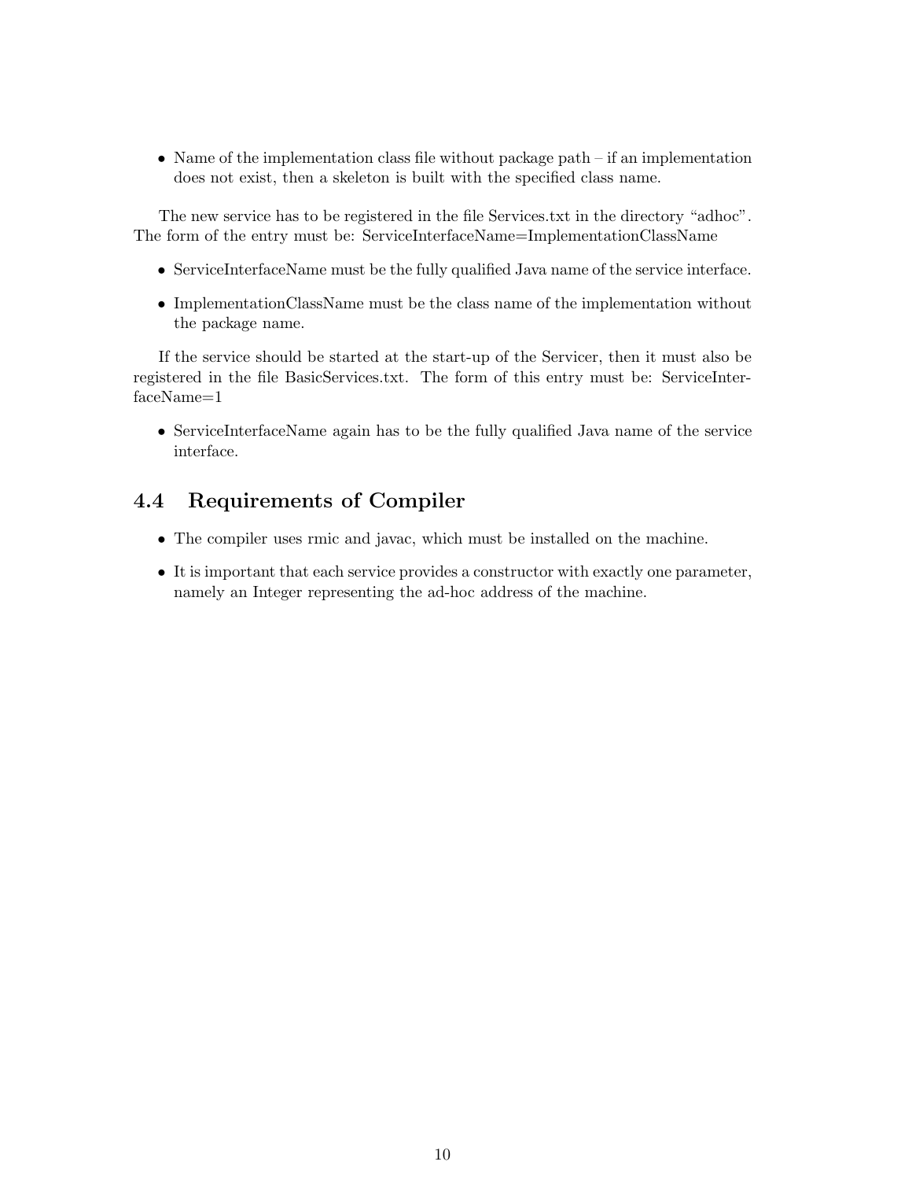- Name of the implementation class file without package path – if an implementation does not exist, then a skeleton is built with the specified class name.

The new service has to be registered in the file Services.txt in the directory "adhoc". The form of the entry must be: ServiceInterfaceName=ImplementationClassName

- ServiceInterfaceName must be the fully qualified Java name of the service interface.
- ImplementationClassName must be the class name of the implementation without the package name.

If the service should be started at the start-up of the Servicer, then it must also be registered in the file BasicServices.txt. The form of this entry must be: ServiceInterfaceName=1

- ServiceInterfaceName again has to be the fully qualified Java name of the service interface.

## 4.4 Requirements of Compiler

- The compiler uses rmic and javac, which must be installed on the machine.
- It is important that each service provides a constructor with exactly one parameter, namely an Integer representing the ad-hoc address of the machine.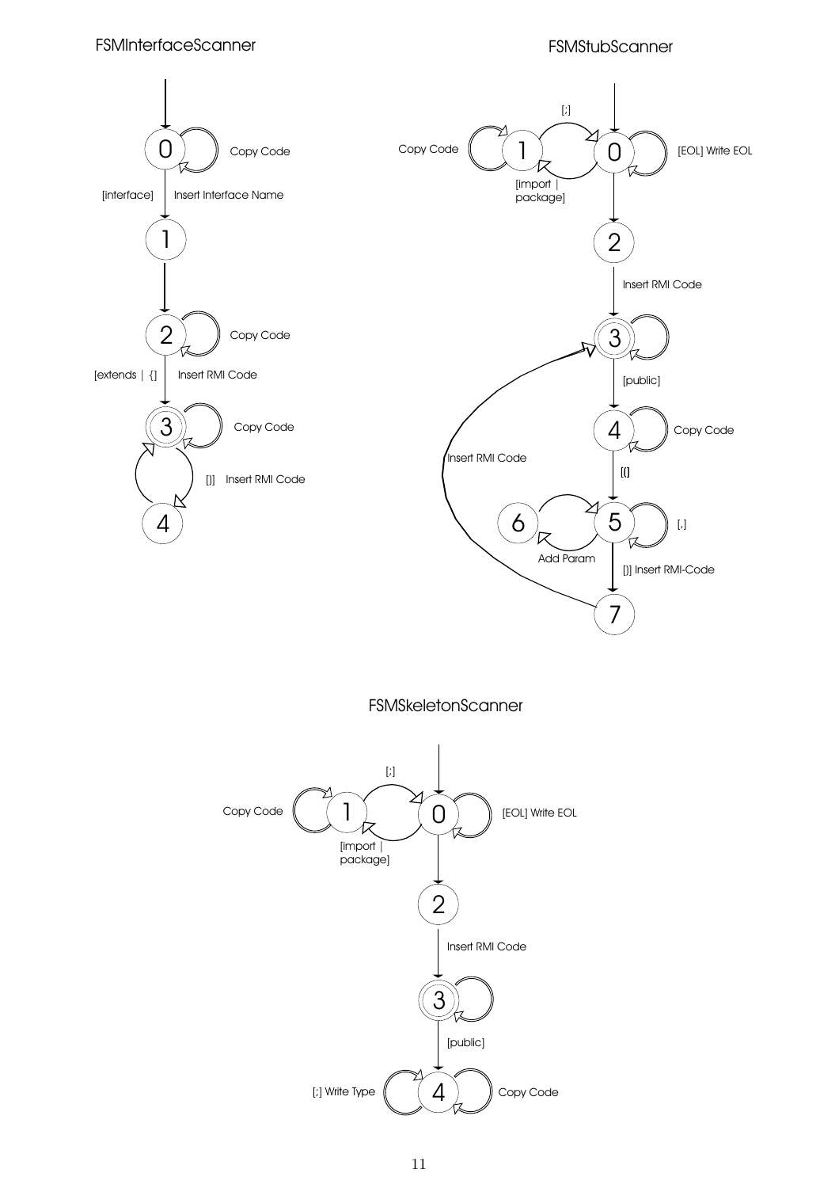FSMInterfaceScanner

0

Copy Code

[interface]

Insert Interface Name

1

2

Copy Code

[extends | {]

Insert RMI Code

3

Copy Code

[)]

Insert RMI Code

4

FSMStubScanner

[;]

Copy Code

1

0

[EOL] Write EOL

[import | package]

2

Insert RMI Code

3

[public]

4

Copy Code

Insert RMI Code

[(]

6

5

[,]

Add Param

[)] Insert RMI-Code

7

FSMSkeletonScanner

[;]

Copy Code

1

0

[EOL] Write EOL

[import | package]

2

Insert RMI Code

3

[public]

[;] Write Type

4

Copy Code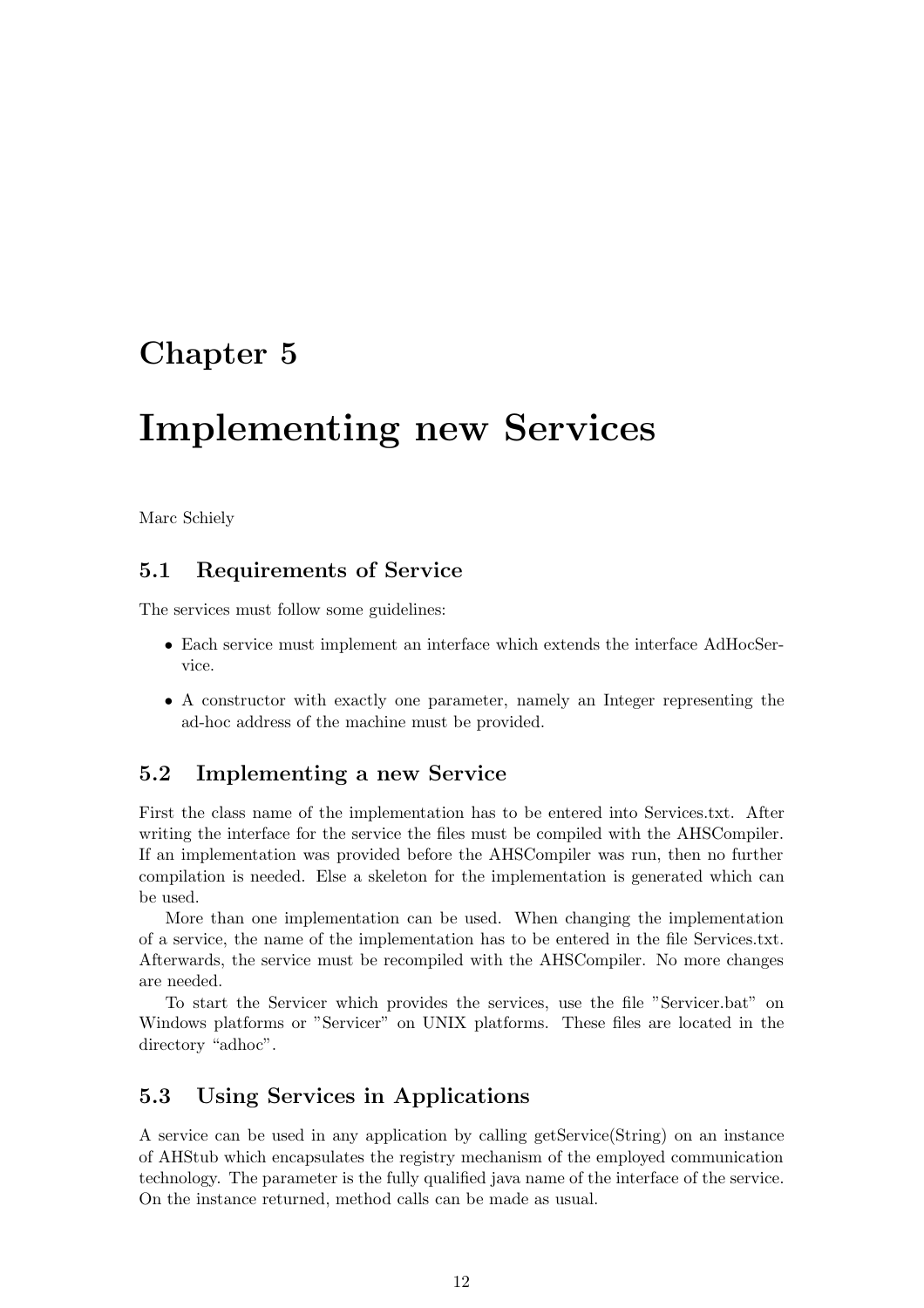# Chapter 5

# Implementing new Services

Marc Schiely

## 5.1 Requirements of Service

The services must follow some guidelines:

- Each service must implement an interface which extends the interface AdHocService.
- A constructor with exactly one parameter, namely an Integer representing the ad-hoc address of the machine must be provided.

## 5.2 Implementing a new Service

First the class name of the implementation has to be entered into Services.txt. After writing the interface for the service the files must be compiled with the AHSCompiler. If an implementation was provided before the AHSCompiler was run, then no further compilation is needed. Else a skeleton for the implementation is generated which can be used.

More than one implementation can be used. When changing the implementation of a service, the name of the implementation has to be entered in the file Services.txt. Afterwards, the service must be recompiled with the AHSCompiler. No more changes are needed.

To start the Servicer which provides the services, use the file "Servicer.bat" on Windows platforms or "Servicer" on UNIX platforms. These files are located in the directory "adhoc".

## 5.3 Using Services in Applications

A service can be used in any application by calling getService(String) on an instance of AHStub which encapsulates the registry mechanism of the employed communication technology. The parameter is the fully qualified java name of the interface of the service. On the instance returned, method calls can be made as usual.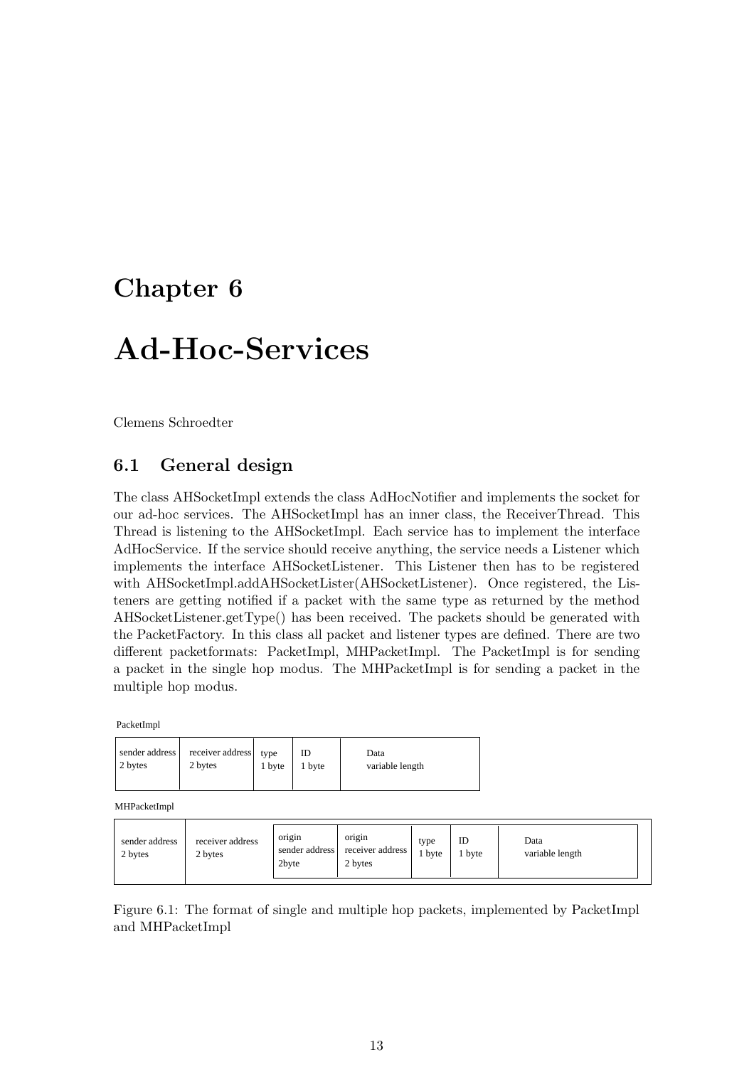# Chapter 6

# Ad-Hoc-Services

Clemens Schroedter

## 6.1 General design

The class AHSocketImpl extends the class AdHocNotifier and implements the socket for our ad-hoc services. The AHSocketImpl has an inner class, the ReceiverThread. This Thread is listening to the AHSocketImpl. Each service has to implement the interface AdHocService. If the service should receive anything, the service needs a Listener which implements the interface AHSocketListener. This Listener then has to be registered with AHSocketImpl.addAHSocketLister(AHSocketListener). Once registered, the Listeners are getting notified if a packet with the same type as returned by the method AHSocketListener.getType() has been received. The packets should be generated with the PacketFactory. In this class all packet and listener types are defined. There are two different packetformats: PacketImpl, MHPacketImpl. The PacketImpl is for sending a packet in the single hop modus. The MHPacketImpl is for sending a packet in the multiple hop modus.

PacketImpl

| | | | | |
|---|---|---|---|---|
| sender address 2 bytes | receiver address 2 bytes | type 1 byte | ID 1 byte | Data variable length |

MHPacketImpl

| | | | | | | |
|---|---|---|---|---|---|---|
| sender address 2 bytes | receiver address 2 bytes | origin sender address 2byte | origin receiver address 2 bytes | type 1 byte | ID 1 byte | Data variable length |

Figure 6.1: The format of single and multiple hop packets, implemented by PacketImpl and MHPacketImpl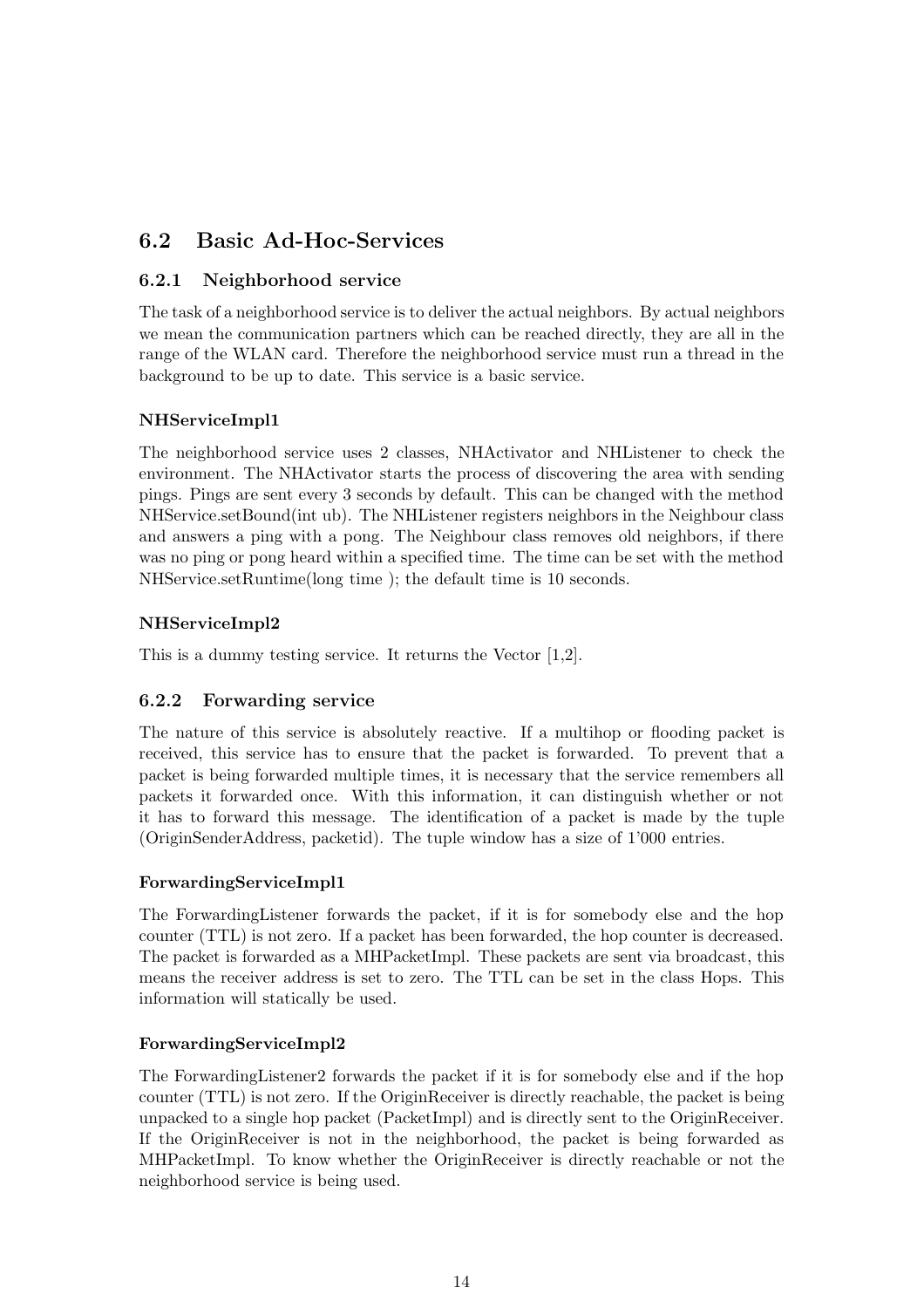## 6.2 Basic Ad-Hoc-Services

### 6.2.1 Neighborhood service

The task of a neighborhood service is to deliver the actual neighbors. By actual neighbors we mean the communication partners which can be reached directly, they are all in the range of the WLAN card. Therefore the neighborhood service must run a thread in the background to be up to date. This service is a basic service.

#### NHServiceImpl1

The neighborhood service uses 2 classes, NHActivator and NHListener to check the environment. The NHActivator starts the process of discovering the area with sending pings. Pings are sent every 3 seconds by default. This can be changed with the method NHService.setBound(int ub). The NHListener registers neighbors in the Neighbour class and answers a ping with a pong. The Neighbour class removes old neighbors, if there was no ping or pong heard within a specified time. The time can be set with the method NHService.setRuntime(long time ); the default time is 10 seconds.

#### NHServiceImpl2

This is a dummy testing service. It returns the Vector [1,2].

### 6.2.2 Forwarding service

The nature of this service is absolutely reactive. If a multihop or flooding packet is received, this service has to ensure that the packet is forwarded. To prevent that a packet is being forwarded multiple times, it is necessary that the service remembers all packets it forwarded once. With this information, it can distinguish whether or not it has to forward this message. The identification of a packet is made by the tuple (OriginSenderAddress, packetid). The tuple window has a size of 1'000 entries.

#### ForwardingServiceImpl1

The ForwardingListener forwards the packet, if it is for somebody else and the hop counter (TTL) is not zero. If a packet has been forwarded, the hop counter is decreased. The packet is forwarded as a MHPacketImpl. These packets are sent via broadcast, this means the receiver address is set to zero. The TTL can be set in the class Hops. This information will statically be used.

#### ForwardingServiceImpl2

The ForwardingListener2 forwards the packet if it is for somebody else and if the hop counter (TTL) is not zero. If the OriginReceiver is directly reachable, the packet is being unpacked to a single hop packet (PacketImpl) and is directly sent to the OriginReceiver. If the OriginReceiver is not in the neighborhood, the packet is being forwarded as MHPacketImpl. To know whether the OriginReceiver is directly reachable or not the neighborhood service is being used.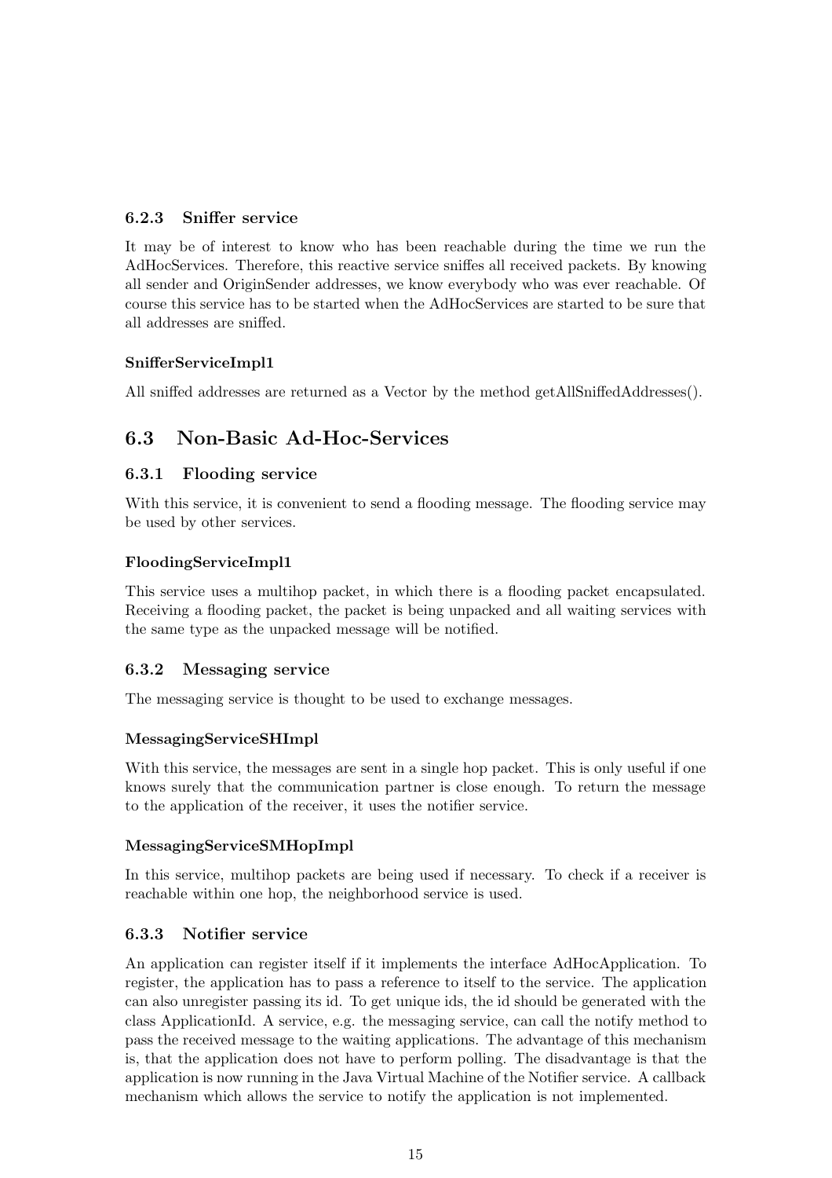### 6.2.3 Sniffer service

It may be of interest to know who has been reachable during the time we run the AdHocServices. Therefore, this reactive service sniffes all received packets. By knowing all sender and OriginSender addresses, we know everybody who was ever reachable. Of course this service has to be started when the AdHocServices are started to be sure that all addresses are sniffed.

#### SnifferServiceImpl1

All sniffed addresses are returned as a Vector by the method getAllSniffedAddresses().

## 6.3 Non-Basic Ad-Hoc-Services

### 6.3.1 Flooding service

With this service, it is convenient to send a flooding message. The flooding service may be used by other services.

#### FloodingServiceImpl1

This service uses a multihop packet, in which there is a flooding packet encapsulated. Receiving a flooding packet, the packet is being unpacked and all waiting services with the same type as the unpacked message will be notified.

### 6.3.2 Messaging service

The messaging service is thought to be used to exchange messages.

#### MessagingServiceSHImpl

With this service, the messages are sent in a single hop packet. This is only useful if one knows surely that the communication partner is close enough. To return the message to the application of the receiver, it uses the notifier service.

#### MessagingServiceSMHopImpl

In this service, multihop packets are being used if necessary. To check if a receiver is reachable within one hop, the neighborhood service is used.

### 6.3.3 Notifier service

An application can register itself if it implements the interface AdHocApplication. To register, the application has to pass a reference to itself to the service. The application can also unregister passing its id. To get unique ids, the id should be generated with the class ApplicationId. A service, e.g. the messaging service, can call the notify method to pass the received message to the waiting applications. The advantage of this mechanism is, that the application does not have to perform polling. The disadvantage is that the application is now running in the Java Virtual Machine of the Notifier service. A callback mechanism which allows the service to notify the application is not implemented.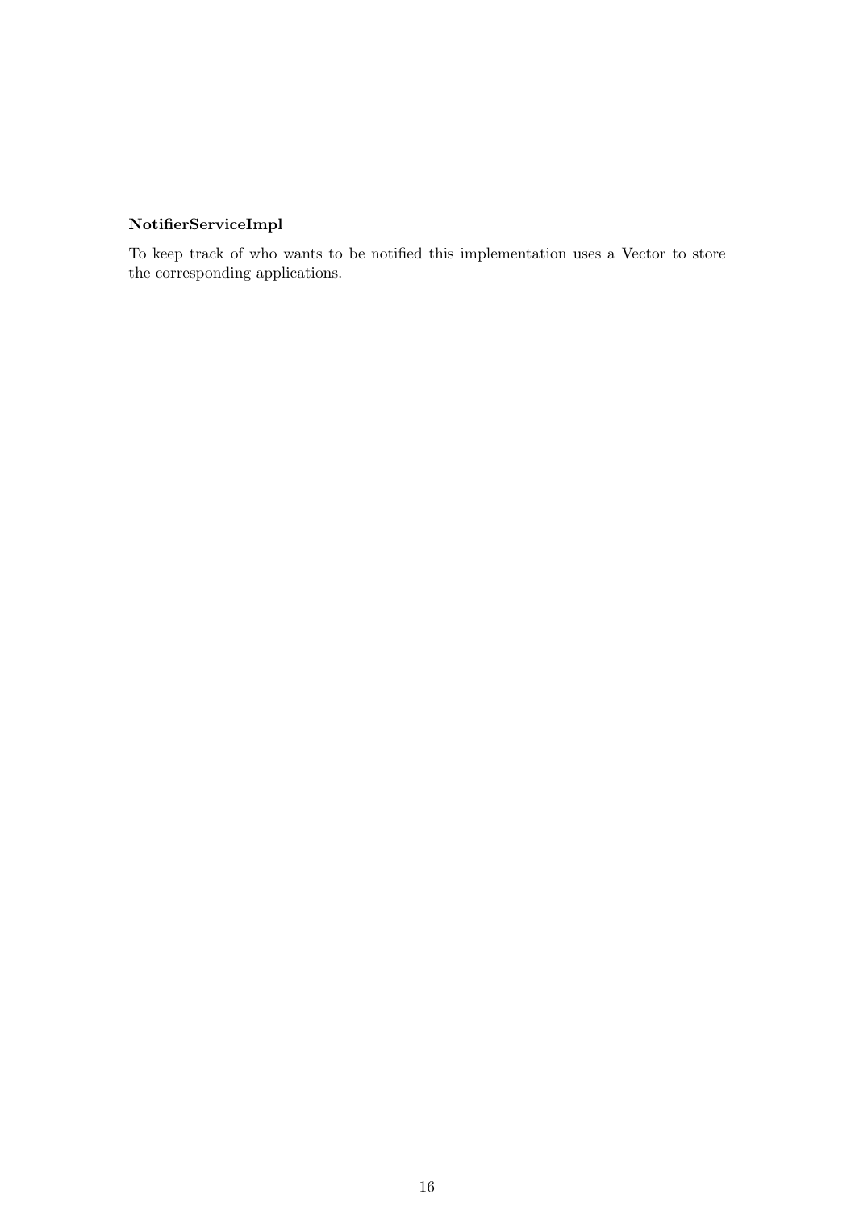### NotifierServiceImpl

To keep track of who wants to be notified this implementation uses a Vector to store the corresponding applications.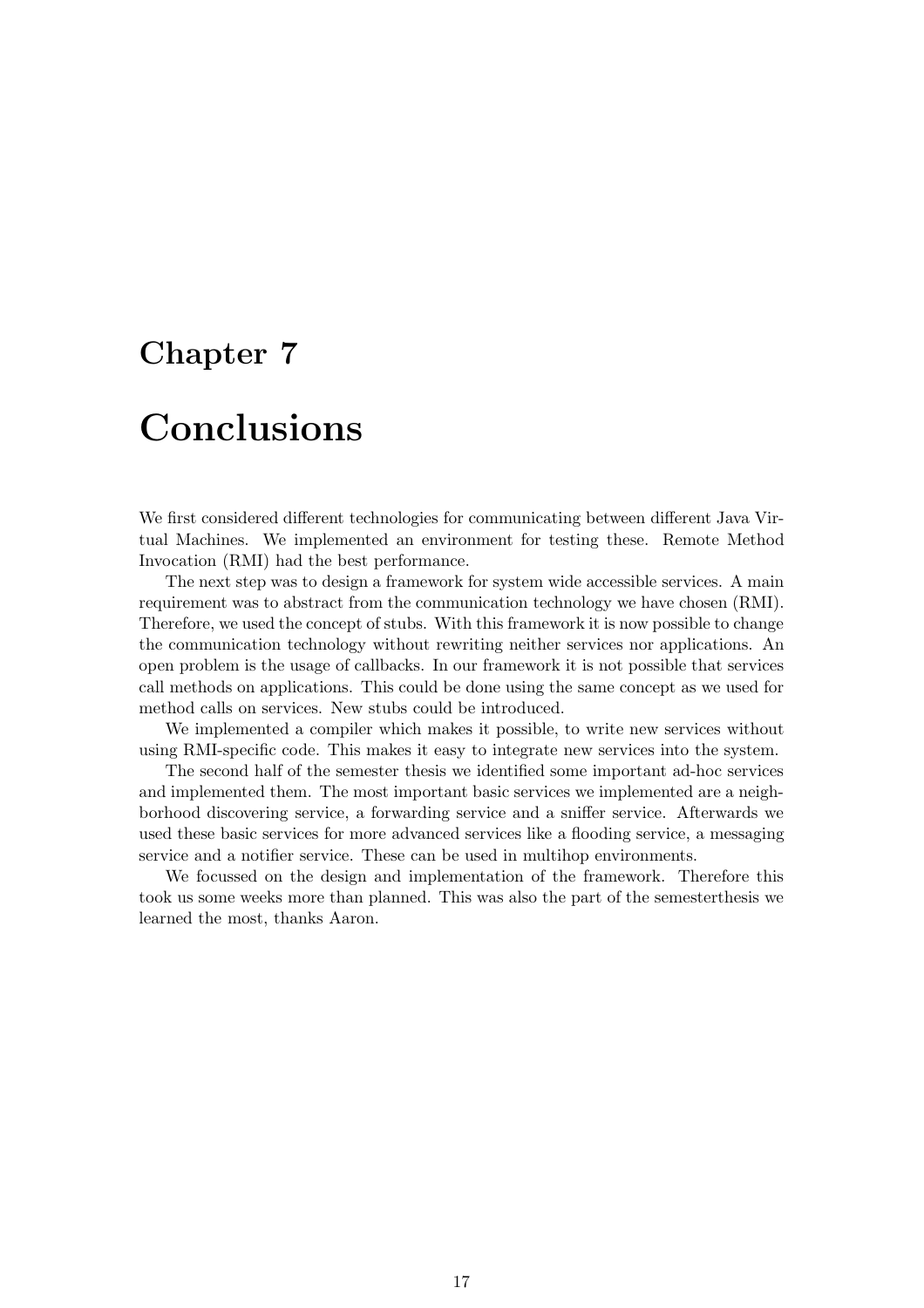# Chapter 7

# Conclusions

We first considered different technologies for communicating between different Java Virtual Machines. We implemented an environment for testing these. Remote Method Invocation (RMI) had the best performance.

The next step was to design a framework for system wide accessible services. A main requirement was to abstract from the communication technology we have chosen (RMI). Therefore, we used the concept of stubs. With this framework it is now possible to change the communication technology without rewriting neither services nor applications. An open problem is the usage of callbacks. In our framework it is not possible that services call methods on applications. This could be done using the same concept as we used for method calls on services. New stubs could be introduced.

We implemented a compiler which makes it possible, to write new services without using RMI-specific code. This makes it easy to integrate new services into the system.

The second half of the semester thesis we identified some important ad-hoc services and implemented them. The most important basic services we implemented are a neighborhood discovering service, a forwarding service and a sniffer service. Afterwards we used these basic services for more advanced services like a flooding service, a messaging service and a notifier service. These can be used in multihop environments.

We focussed on the design and implementation of the framework. Therefore this took us some weeks more than planned. This was also the part of the semesterthesis we learned the most, thanks Aaron.